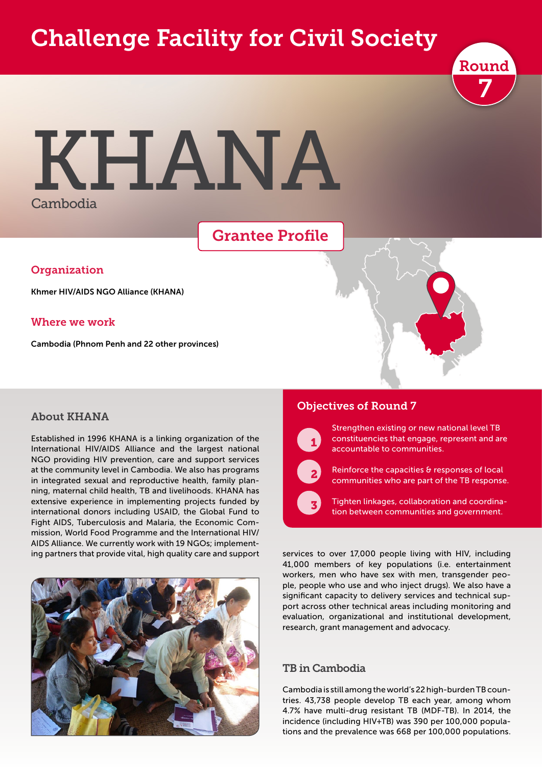# Challenge Facility for Civil Society

Round 7

# KHANA

Cambodia

## Grantee Profile

### Organization

Khmer HIV/AIDS NGO Alliance (KHANA)

### Where we work

Cambodia (Phnom Penh and 22 other provinces)

## Objectives of Round 7

1. Strengthen existing or new national level TB constituencies that engage, represent and are accountable to communities.
2. Reinforce the capacities & responses of local communities who are part of the TB response.
3. Tighten linkages, collaboration and coordination between communities and government.

## About KHANA

Established in 1996 KHANA is a linking organization of the International HIV/AIDS Alliance and the largest national NGO providing HIV prevention, care and support services at the community level in Cambodia. We also has programs in integrated sexual and reproductive health, family planning, maternal child health, TB and livelihoods. KHANA has extensive experience in implementing projects funded by international donors including USAID, the Global Fund to Fight AIDS, Tuberculosis and Malaria, the Economic Commission, World Food Programme and the International HIV/AIDS Alliance. We currently work with 19 NGOs; implementing partners that provide vital, high quality care and support services to over 17,000 people living with HIV, including 41,000 members of key populations (i.e. entertainment workers, men who have sex with men, transgender people, people who use and who inject drugs). We also have a significant capacity to delivery services and technical support across other technical areas including monitoring and evaluation, organizational and institutional development, research, grant management and advocacy.

## TB in Cambodia

Cambodia is still among the world's 22 high-burden TB countries. 43,738 people develop TB each year, among whom 4.7% have multi-drug resistant TB (MDF-TB). In 2014, the incidence (including HIV+TB) was 390 per 100,000 populations and the prevalence was 668 per 100,000 populations.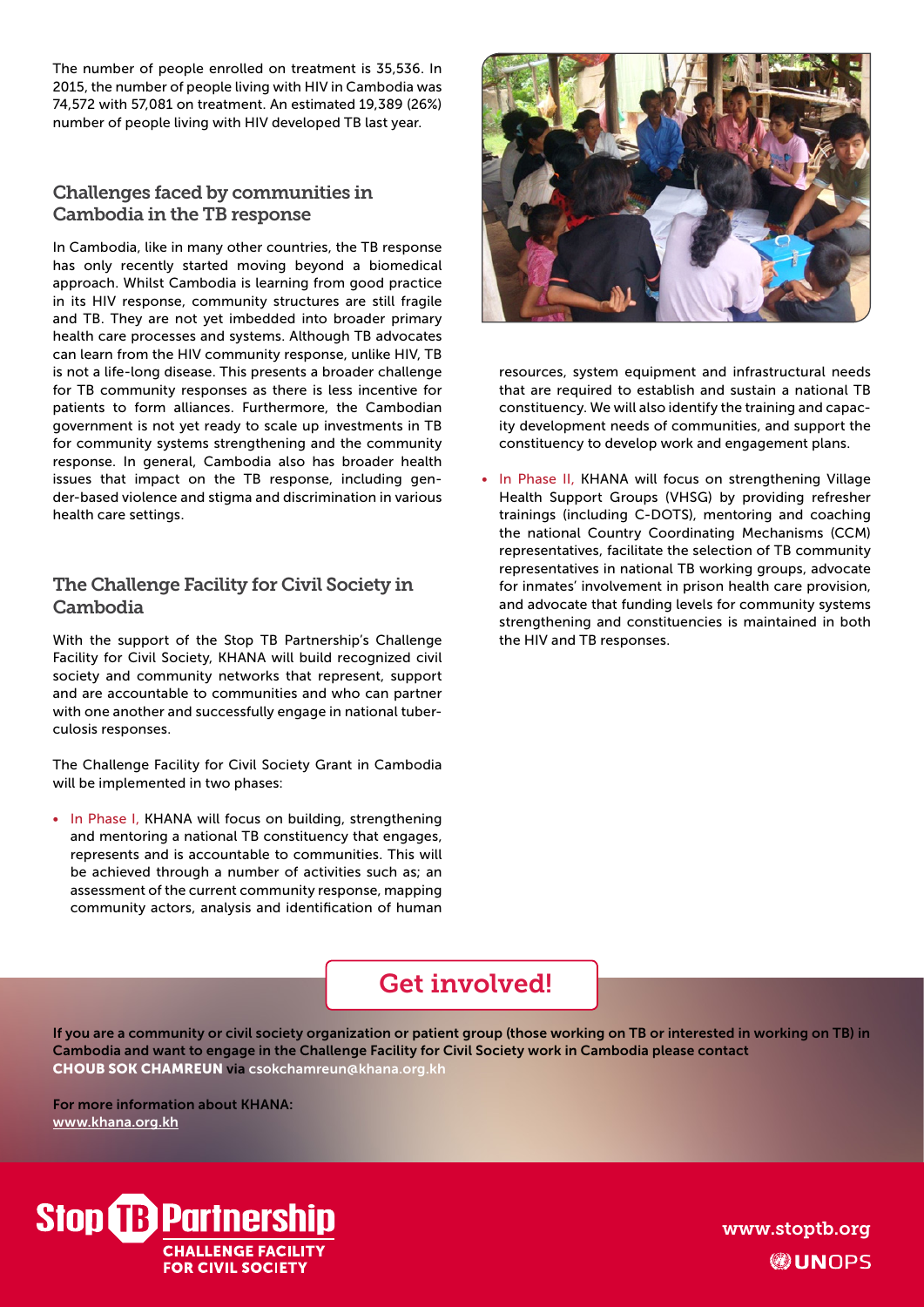The number of people enrolled on treatment is 35,536. In 2015, the number of people living with HIV in Cambodia was 74,572 with 57,081 on treatment. An estimated 19,389 (26%) number of people living with HIV developed TB last year.

## Challenges faced by communities in Cambodia in the TB response

In Cambodia, like in many other countries, the TB response has only recently started moving beyond a biomedical approach. Whilst Cambodia is learning from good practice in its HIV response, community structures are still fragile and TB. They are not yet imbedded into broader primary health care processes and systems. Although TB advocates can learn from the HIV community response, unlike HIV, TB is not a life-long disease. This presents a broader challenge for TB community responses as there is less incentive for patients to form alliances. Furthermore, the Cambodian government is not yet ready to scale up investments in TB for community systems strengthening and the community response. In general, Cambodia also has broader health issues that impact on the TB response, including gender-based violence and stigma and discrimination in various health care settings.

## The Challenge Facility for Civil Society in Cambodia

With the support of the Stop TB Partnership's Challenge Facility for Civil Society, KHANA will build recognized civil society and community networks that represent, support and are accountable to communities and who can partner with one another and successfully engage in national tuberculosis responses.

The Challenge Facility for Civil Society Grant in Cambodia will be implemented in two phases:

- In Phase I, KHANA will focus on building, strengthening and mentoring a national TB constituency that engages, represents and is accountable to communities. This will be achieved through a number of activities such as; an assessment of the current community response, mapping community actors, analysis and identification of human resources, system equipment and infrastructural needs that are required to establish and sustain a national TB constituency. We will also identify the training and capacity development needs of communities, and support the constituency to develop work and engagement plans.
- In Phase II, KHANA will focus on strengthening Village Health Support Groups (VHSG) by providing refresher trainings (including C-DOTS), mentoring and coaching the national Country Coordinating Mechanisms (CCM) representatives, facilitate the selection of TB community representatives in national TB working groups, advocate for inmates' involvement in prison health care provision, and advocate that funding levels for community systems strengthening and constituencies is maintained in both the HIV and TB responses.

## Get involved!

**If you are a community or civil society organization or patient group (those working on TB or interested in working on TB) in Cambodia and want to engage in the Challenge Facility for Civil Society work in Cambodia please contact CHOUB SOK CHAMREUN via csokchamreun@khana.org.kh**

**For more information about KHANA:**
**www.khana.org.kh**

Stop TB Partnership
CHALLENGE FACILITY FOR CIVIL SOCIETY

www.stoptb.org
UNOPS